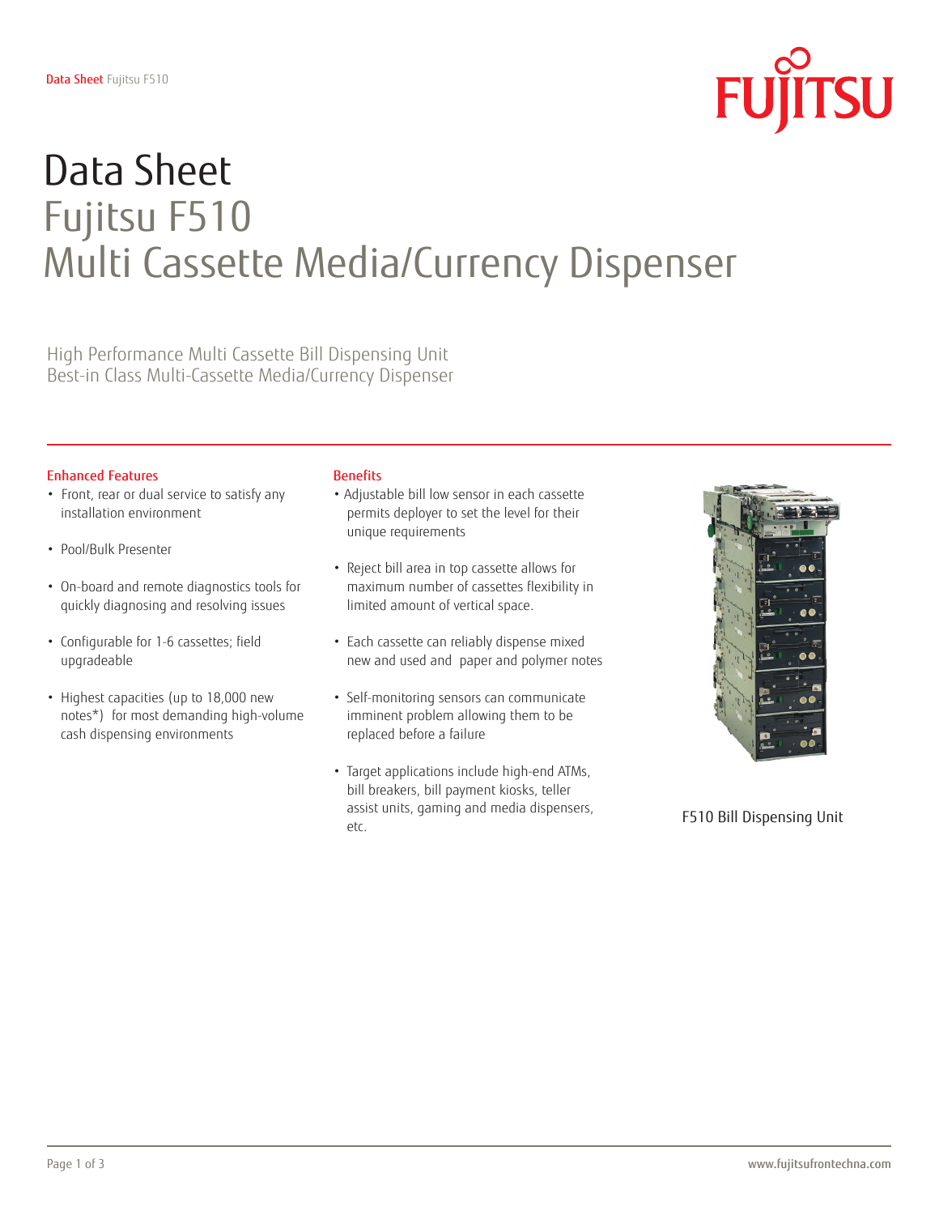# Data Sheet
## Fujitsu F510
## Multi Cassette Media/Currency Dispenser

High Performance Multi Cassette Bill Dispensing Unit
Best-in Class Multi-Cassette Media/Currency Dispenser

### Enhanced Features

- Front, rear or dual service to satisfy any installation environment
- Pool/Bulk Presenter
- On-board and remote diagnostics tools for quickly diagnosing and resolving issues
- Configurable for 1-6 cassettes; field upgradeable
- Highest capacities (up to 18,000 new notes*) for most demanding high-volume cash dispensing environments

### Benefits

- Adjustable bill low sensor in each cassette permits deployer to set the level for their unique requirements
- Reject bill area in top cassette allows for maximum number of cassettes flexibility in limited amount of vertical space.
- Each cassette can reliably dispense mixed new and used and paper and polymer notes
- Self-monitoring sensors can communicate imminent problem allowing them to be replaced before a failure
- Target applications include high-end ATMs, bill breakers, bill payment kiosks, teller assist units, gaming and media dispensers, etc.

F510 Bill Dispensing Unit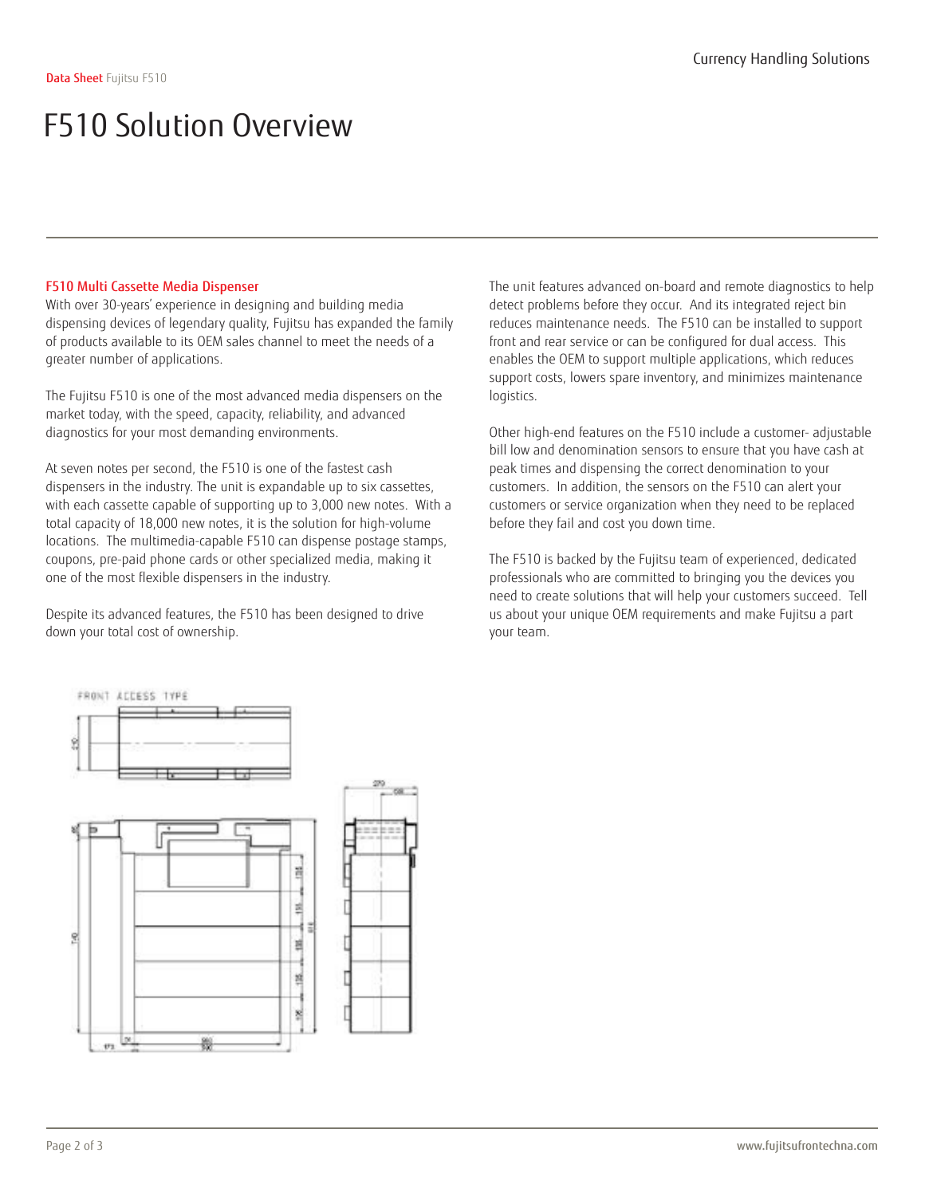# F510 Solution Overview

### F510 Multi Cassette Media Dispenser

With over 30-years' experience in designing and building media dispensing devices of legendary quality, Fujitsu has expanded the family of products available to its OEM sales channel to meet the needs of a greater number of applications.

The Fujitsu F510 is one of the most advanced media dispensers on the market today, with the speed, capacity, reliability, and advanced diagnostics for your most demanding environments.

At seven notes per second, the F510 is one of the fastest cash dispensers in the industry. The unit is expandable up to six cassettes, with each cassette capable of supporting up to 3,000 new notes. With a total capacity of 18,000 new notes, it is the solution for high-volume locations. The multimedia-capable F510 can dispense postage stamps, coupons, pre-paid phone cards or other specialized media, making it one of the most flexible dispensers in the industry.

Despite its advanced features, the F510 has been designed to drive down your total cost of ownership.

The unit features advanced on-board and remote diagnostics to help detect problems before they occur. And its integrated reject bin reduces maintenance needs. The F510 can be installed to support front and rear service or can be configured for dual access. This enables the OEM to support multiple applications, which reduces support costs, lowers spare inventory, and minimizes maintenance logistics.

Other high-end features on the F510 include a customer- adjustable bill low and denomination sensors to ensure that you have cash at peak times and dispensing the correct denomination to your customers. In addition, the sensors on the F510 can alert your customers or service organization when they need to be replaced before they fail and cost you down time.

The F510 is backed by the Fujitsu team of experienced, dedicated professionals who are committed to bringing you the devices you need to create solutions that will help your customers succeed. Tell us about your unique OEM requirements and make Fujitsu a part your team.

FRONT ACCESS TYPE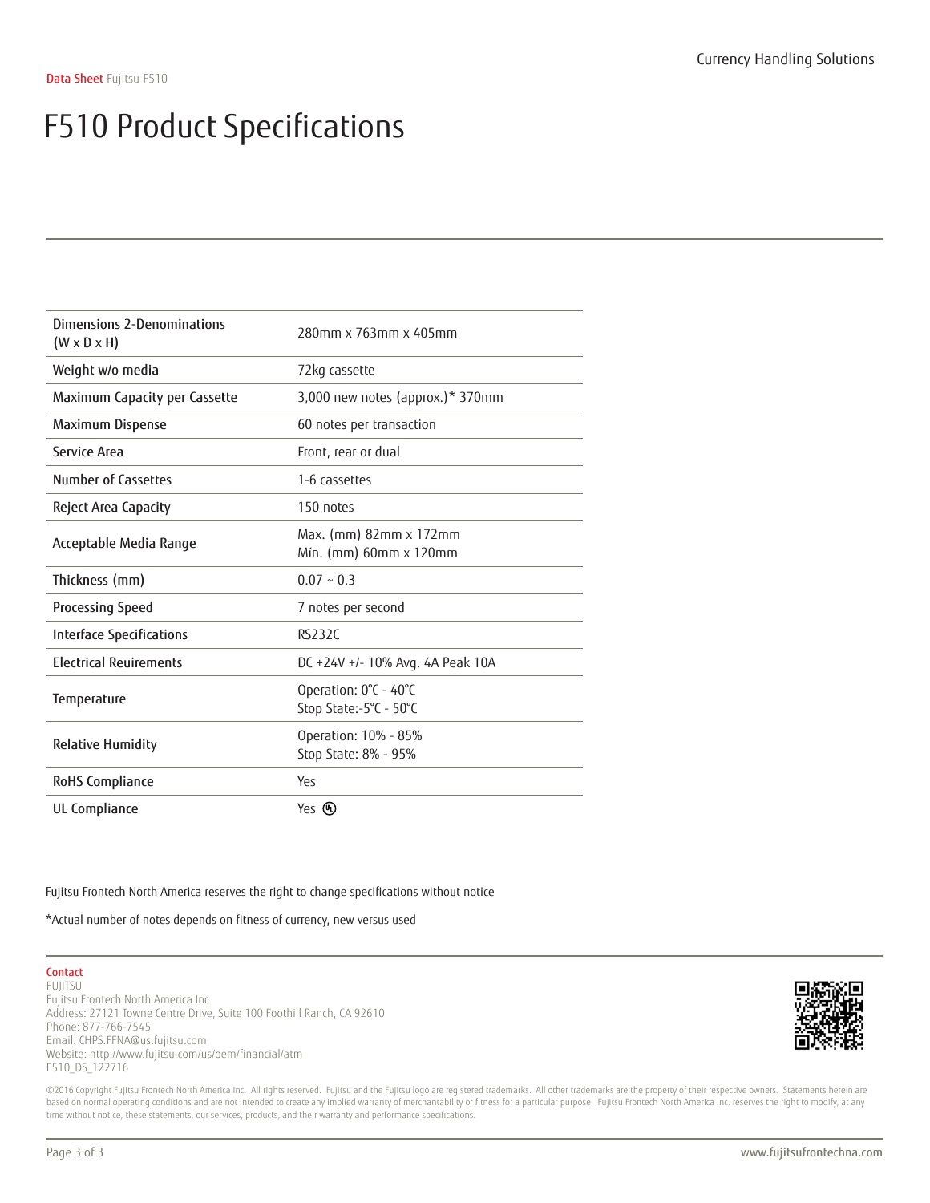# F510 Product Specifications

| | |
|---|---|
| Dimensions 2-Denominations (W x D x H) | 280mm x 763mm x 405mm |
| Weight w/o media | 72kg cassette |
| Maximum Capacity per Cassette | 3,000 new notes (approx.)* 370mm |
| Maximum Dispense | 60 notes per transaction |
| Service Area | Front, rear or dual |
| Number of Cassettes | 1-6 cassettes |
| Reject Area Capacity | 150 notes |
| Acceptable Media Range | Max. (mm) 82mm x 172mm<br>Mín. (mm) 60mm x 120mm |
| Thickness (mm) | 0.07 ~ 0.3 |
| Processing Speed | 7 notes per second |
| Interface Specifications | RS232C |
| Electrical Reuirements | DC +24V +/- 10% Avg. 4A Peak 10A |
| Temperature | Operation: 0°C - 40°C<br>Stop State:-5°C - 50°C |
| Relative Humidity | Operation: 10% - 85%<br>Stop State: 8% - 95% |
| RoHS Compliance | Yes |
| UL Compliance | Yes |

Fujitsu Frontech North America reserves the right to change specifications without notice

*Actual number of notes depends on fitness of currency, new versus used

**Contact**
FUJITSU
Fujitsu Frontech North America Inc.
Address: 27121 Towne Centre Drive, Suite 100 Foothill Ranch, CA 92610
Phone: 877-766-7545
Email: CHPS.FFNA@us.fujitsu.com
Website: http://www.fujitsu.com/us/oem/financial/atm
F510_DS_122716

©2016 Copyright Fujitsu Frontech North America Inc. All rights reserved. Fujitsu and the Fujitsu logo are registered trademarks. All other trademarks are the property of their respective owners. Statements herein are based on normal operating conditions and are not intended to create any implied warranty of merchantability or fitness for a particular purpose. Fujitsu Frontech North America Inc. reserves the right to modify, at any time without notice, these statements, our services, products, and their warranty and performance specifications.